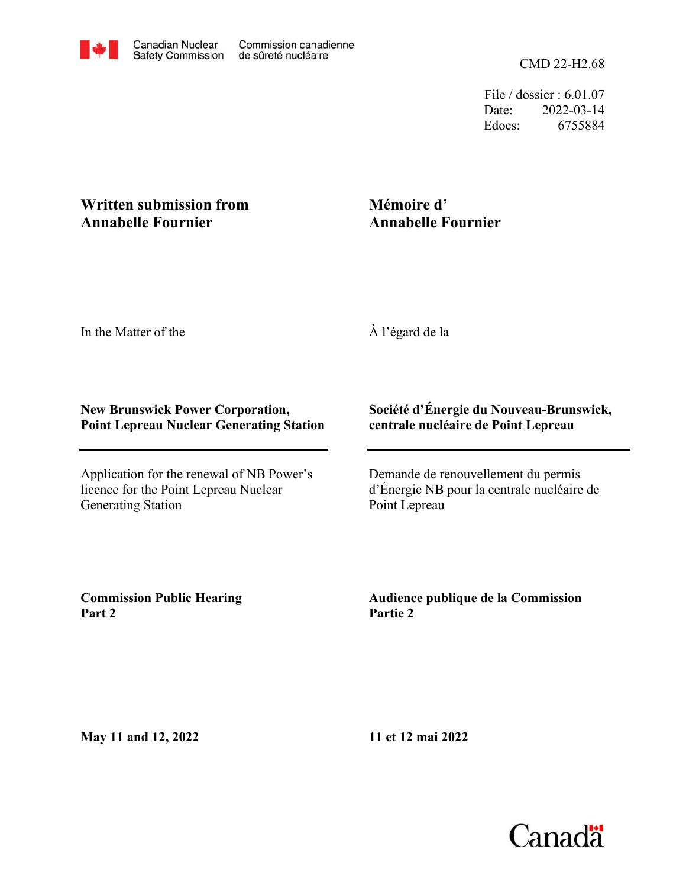Canadian Nuclear Safety Commission / Commission canadienne de sûreté nucléaire

CMD 22-H2.68

File / dossier : 6.01.07
Date: 2022-03-14
Edocs: 6755884

**Written submission from Annabelle Fournier**

**Mémoire d' Annabelle Fournier**

In the Matter of the

À l'égard de la

**New Brunswick Power Corporation, Point Lepreau Nuclear Generating Station**

**Société d'Énergie du Nouveau-Brunswick, centrale nucléaire de Point Lepreau**

Application for the renewal of NB Power's licence for the Point Lepreau Nuclear Generating Station

Demande de renouvellement du permis d'Énergie NB pour la centrale nucléaire de Point Lepreau

**Commission Public Hearing Part 2**

**Audience publique de la Commission Partie 2**

**May 11 and 12, 2022**

**11 et 12 mai 2022**

Canada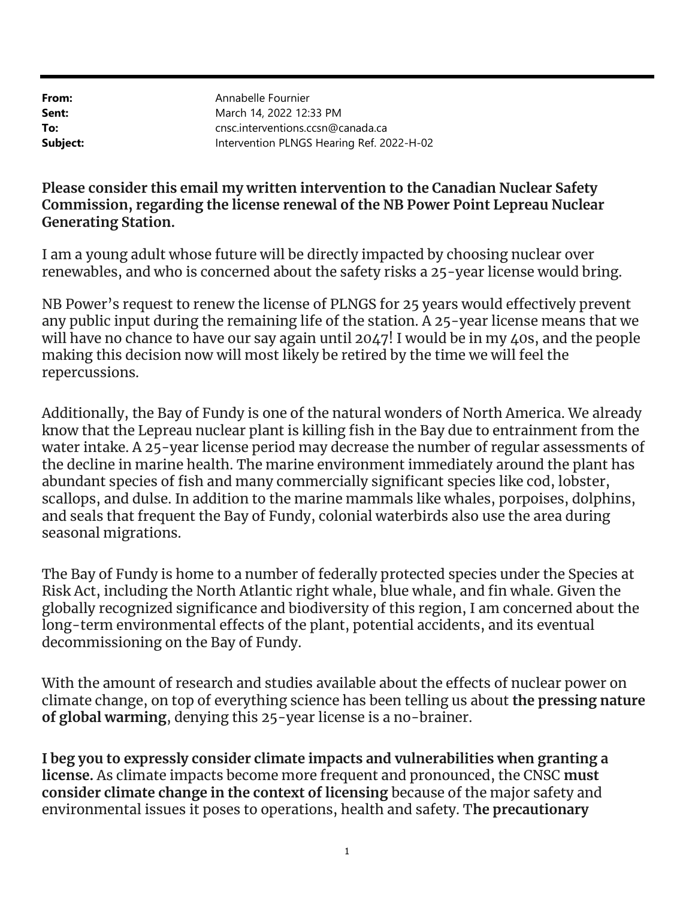**From:** Annabelle Fournier
**Sent:** March 14, 2022 12:33 PM
**To:** cnsc.interventions.ccsn@canada.ca
**Subject:** Intervention PLNGS Hearing Ref. 2022-H-02

**Please consider this email my written intervention to the Canadian Nuclear Safety Commission, regarding the license renewal of the NB Power Point Lepreau Nuclear Generating Station.**

I am a young adult whose future will be directly impacted by choosing nuclear over renewables, and who is concerned about the safety risks a 25-year license would bring.

NB Power's request to renew the license of PLNGS for 25 years would effectively prevent any public input during the remaining life of the station. A 25-year license means that we will have no chance to have our say again until 2047! I would be in my 40s, and the people making this decision now will most likely be retired by the time we will feel the repercussions.

Additionally, the Bay of Fundy is one of the natural wonders of North America. We already know that the Lepreau nuclear plant is killing fish in the Bay due to entrainment from the water intake. A 25-year license period may decrease the number of regular assessments of the decline in marine health. The marine environment immediately around the plant has abundant species of fish and many commercially significant species like cod, lobster, scallops, and dulse. In addition to the marine mammals like whales, porpoises, dolphins, and seals that frequent the Bay of Fundy, colonial waterbirds also use the area during seasonal migrations.

The Bay of Fundy is home to a number of federally protected species under the Species at Risk Act, including the North Atlantic right whale, blue whale, and fin whale. Given the globally recognized significance and biodiversity of this region, I am concerned about the long-term environmental effects of the plant, potential accidents, and its eventual decommissioning on the Bay of Fundy.

With the amount of research and studies available about the effects of nuclear power on climate change, on top of everything science has been telling us about **the pressing nature of global warming**, denying this 25-year license is a no-brainer.

**I beg you to expressly consider climate impacts and vulnerabilities when granting a license.** As climate impacts become more frequent and pronounced, the CNSC **must consider climate change in the context of licensing** because of the major safety and environmental issues it poses to operations, health and safety. T**he precautionary**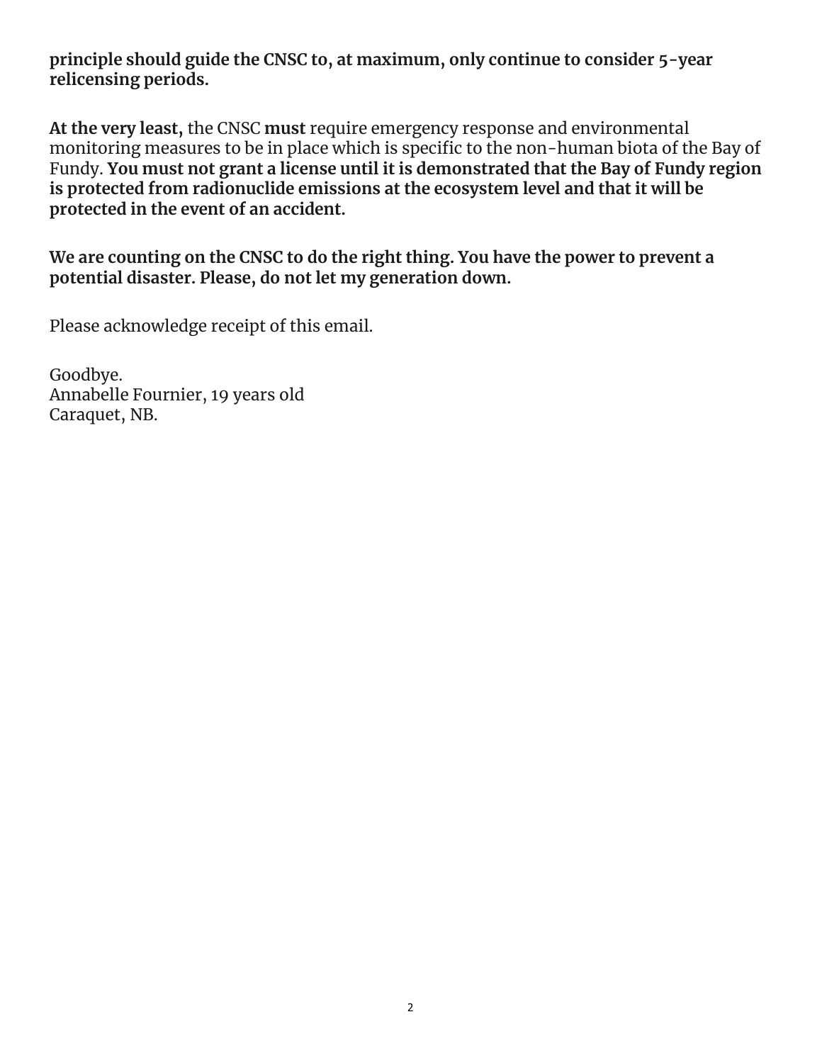**principle should guide the CNSC to, at maximum, only continue to consider 5-year relicensing periods.**

**At the very least,** the CNSC **must** require emergency response and environmental monitoring measures to be in place which is specific to the non-human biota of the Bay of Fundy. **You must not grant a license until it is demonstrated that the Bay of Fundy region is protected from radionuclide emissions at the ecosystem level and that it will be protected in the event of an accident.**

**We are counting on the CNSC to do the right thing. You have the power to prevent a potential disaster. Please, do not let my generation down.**

Please acknowledge receipt of this email.

Goodbye.
Annabelle Fournier, 19 years old
Caraquet, NB.